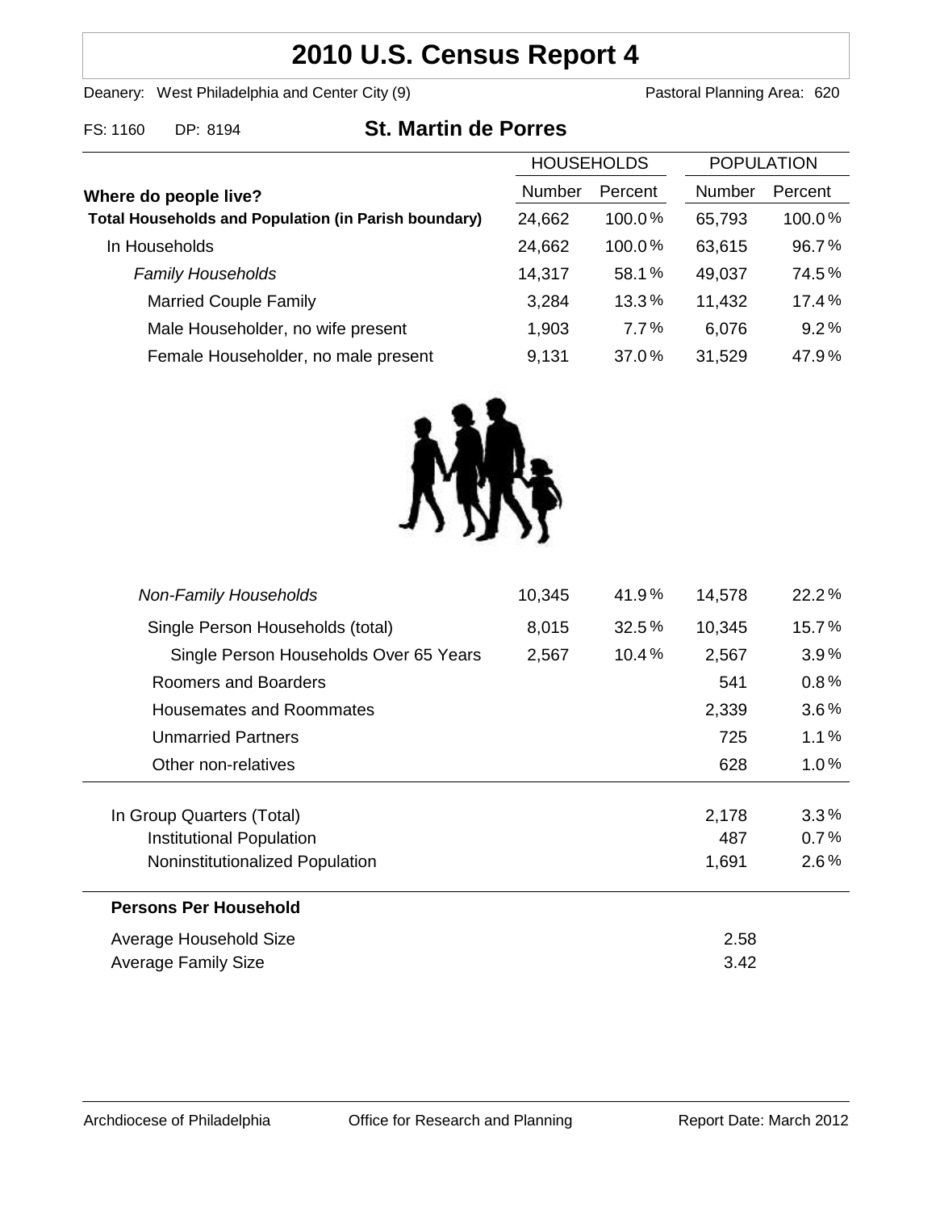# 2010 U.S. Census Report 4

Deanery: West Philadelphia and Center City (9)　　　　Pastoral Planning Area: 620

FS: 1160　DP: 8194　　**St. Martin de Porres**

| Where do people live? | HOUSEHOLDS | | POPULATION | |
|---|---|---|---|---|
| | Number | Percent | Number | Percent |
| **Total Households and Population (in Parish boundary)** | 24,662 | 100.0% | 65,793 | 100.0% |
| In Households | 24,662 | 100.0% | 63,615 | 96.7% |
| *Family Households* | 14,317 | 58.1% | 49,037 | 74.5% |
| Married Couple Family | 3,284 | 13.3% | 11,432 | 17.4% |
| Male Householder, no wife present | 1,903 | 7.7% | 6,076 | 9.2% |
| Female Householder, no male present | 9,131 | 37.0% | 31,529 | 47.9% |
| *Non-Family Households* | 10,345 | 41.9% | 14,578 | 22.2% |
| Single Person Households (total) | 8,015 | 32.5% | 10,345 | 15.7% |
| Single Person Households Over 65 Years | 2,567 | 10.4% | 2,567 | 3.9% |
| Roomers and Boarders | | | 541 | 0.8% |
| Housemates and Roommates | | | 2,339 | 3.6% |
| Unmarried Partners | | | 725 | 1.1% |
| Other non-relatives | | | 628 | 1.0% |
| In Group Quarters (Total) | | | 2,178 | 3.3% |
| Institutional Population | | | 487 | 0.7% |
| Noninstitutionalized Population | | | 1,691 | 2.6% |

**Persons Per Household**

| | |
|---|---|
| Average Household Size | 2.58 |
| Average Family Size | 3.42 |

Archdiocese of Philadelphia　　Office for Research and Planning　　Report Date: March 2012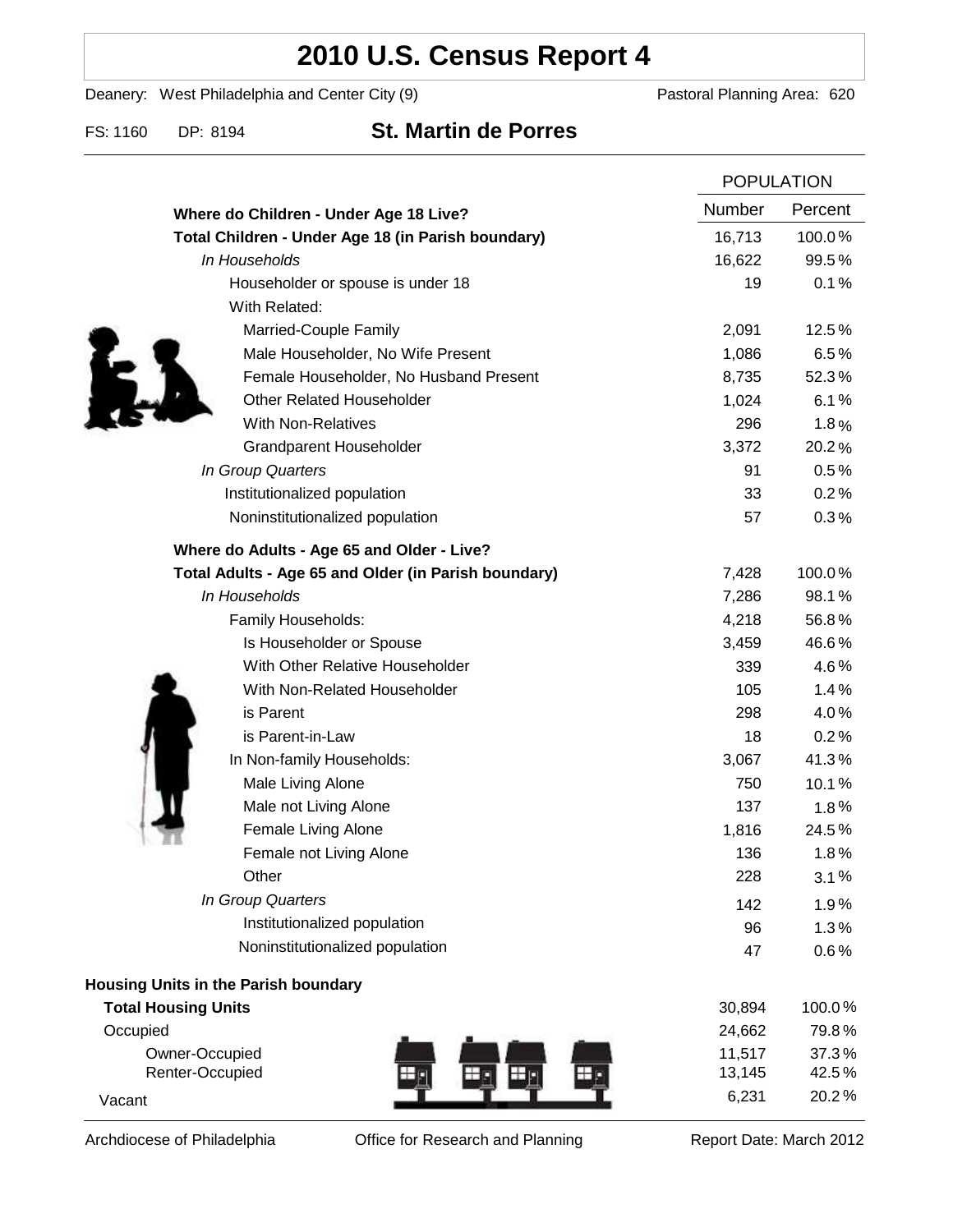# 2010 U.S. Census Report 4

Deanery: West Philadelphia and Center City (9) — Pastoral Planning Area: 620

FS: 1160 DP: 8194

## St. Martin de Porres

| | POPULATION | |
|---|---|---|
| **Where do Children - Under Age 18 Live?** | **Number** | **Percent** |
| **Total Children - Under Age 18 (in Parish boundary)** | 16,713 | 100.0% |
| *In Households* | 16,622 | 99.5% |
| Householder or spouse is under 18 | 19 | 0.1% |
| With Related: | | |
| Married-Couple Family | 2,091 | 12.5% |
| Male Householder, No Wife Present | 1,086 | 6.5% |
| Female Householder, No Husband Present | 8,735 | 52.3% |
| Other Related Householder | 1,024 | 6.1% |
| With Non-Relatives | 296 | 1.8% |
| Grandparent Householder | 3,372 | 20.2% |
| *In Group Quarters* | 91 | 0.5% |
| Institutionalized population | 33 | 0.2% |
| Noninstitutionalized population | 57 | 0.3% |
| **Where do Adults - Age 65 and Older - Live?** | | |
| **Total Adults - Age 65 and Older (in Parish boundary)** | 7,428 | 100.0% |
| *In Households* | 7,286 | 98.1% |
| Family Households: | 4,218 | 56.8% |
| Is Householder or Spouse | 3,459 | 46.6% |
| With Other Relative Householder | 339 | 4.6% |
| With Non-Related Householder | 105 | 1.4% |
| is Parent | 298 | 4.0% |
| is Parent-in-Law | 18 | 0.2% |
| In Non-family Households: | 3,067 | 41.3% |
| Male Living Alone | 750 | 10.1% |
| Male not Living Alone | 137 | 1.8% |
| Female Living Alone | 1,816 | 24.5% |
| Female not Living Alone | 136 | 1.8% |
| Other | 228 | 3.1% |
| *In Group Quarters* | 142 | 1.9% |
| Institutionalized population | 96 | 1.3% |
| Noninstitutionalized population | 47 | 0.6% |
| **Housing Units in the Parish boundary** | | |
| **Total Housing Units** | 30,894 | 100.0% |
| Occupied | 24,662 | 79.8% |
| Owner-Occupied | 11,517 | 37.3% |
| Renter-Occupied | 13,145 | 42.5% |
| Vacant | 6,231 | 20.2% |

Archdiocese of Philadelphia — Office for Research and Planning — Report Date: March 2012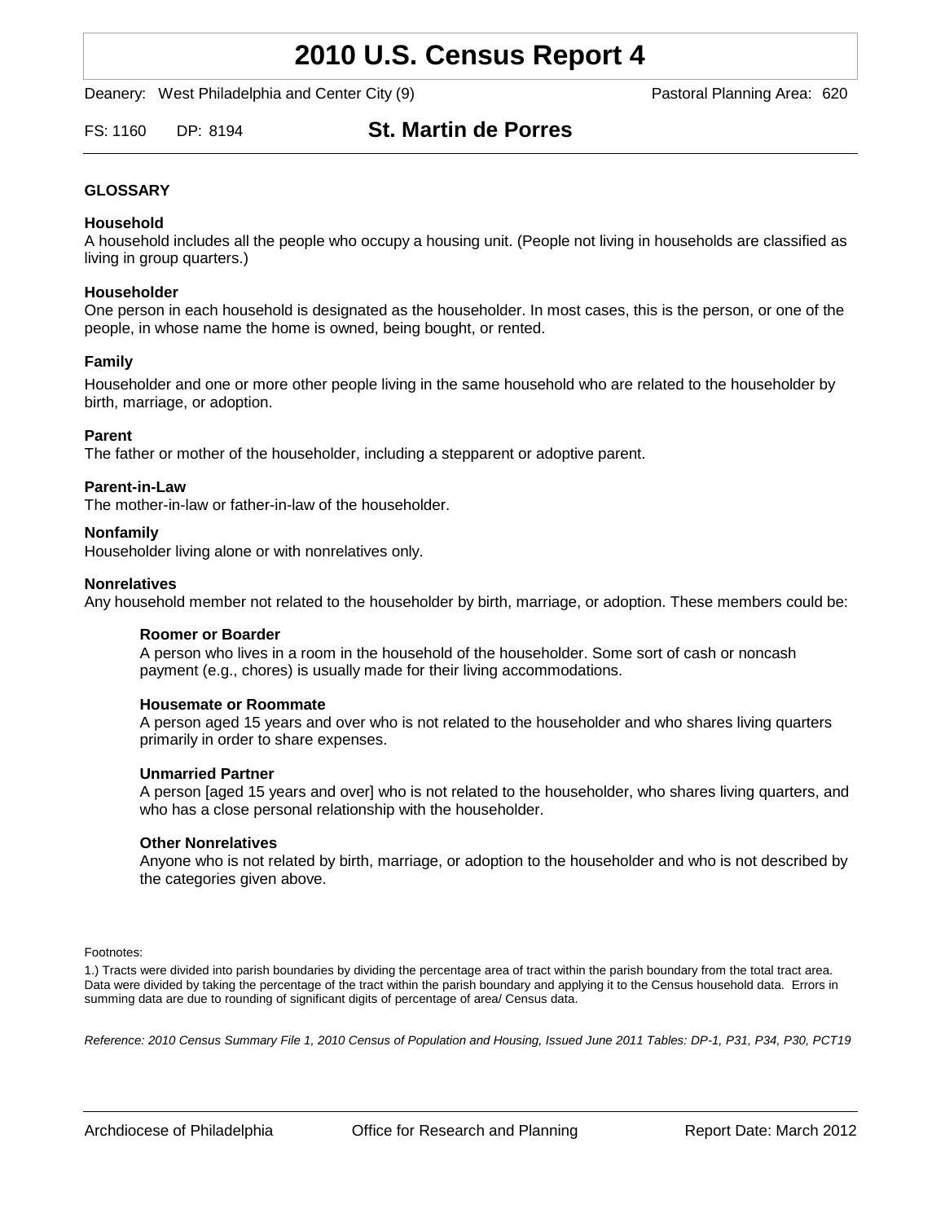# 2010 U.S. Census Report 4

Deanery: West Philadelphia and Center City (9) Pastoral Planning Area: 620

FS: 1160 DP: 8194 **St. Martin de Porres**

## GLOSSARY

**Household**
A household includes all the people who occupy a housing unit. (People not living in households are classified as living in group quarters.)

**Householder**
One person in each household is designated as the householder. In most cases, this is the person, or one of the people, in whose name the home is owned, being bought, or rented.

**Family**
Householder and one or more other people living in the same household who are related to the householder by birth, marriage, or adoption.

**Parent**
The father or mother of the householder, including a stepparent or adoptive parent.

**Parent-in-Law**
The mother-in-law or father-in-law of the householder.

**Nonfamily**
Householder living alone or with nonrelatives only.

**Nonrelatives**
Any household member not related to the householder by birth, marriage, or adoption. These members could be:

> **Roomer or Boarder**
> A person who lives in a room in the household of the householder. Some sort of cash or noncash payment (e.g., chores) is usually made for their living accommodations.
>
> **Housemate or Roommate**
> A person aged 15 years and over who is not related to the householder and who shares living quarters primarily in order to share expenses.
>
> **Unmarried Partner**
> A person [aged 15 years and over] who is not related to the householder, who shares living quarters, and who has a close personal relationship with the householder.
>
> **Other Nonrelatives**
> Anyone who is not related by birth, marriage, or adoption to the householder and who is not described by the categories given above.

Footnotes:

1.) Tracts were divided into parish boundaries by dividing the percentage area of tract within the parish boundary from the total tract area. Data were divided by taking the percentage of the tract within the parish boundary and applying it to the Census household data. Errors in summing data are due to rounding of significant digits of percentage of area/ Census data.

*Reference: 2010 Census Summary File 1, 2010 Census of Population and Housing, Issued June 2011 Tables: DP-1, P31, P34, P30, PCT19*

Archdiocese of Philadelphia Office for Research and Planning Report Date: March 2012